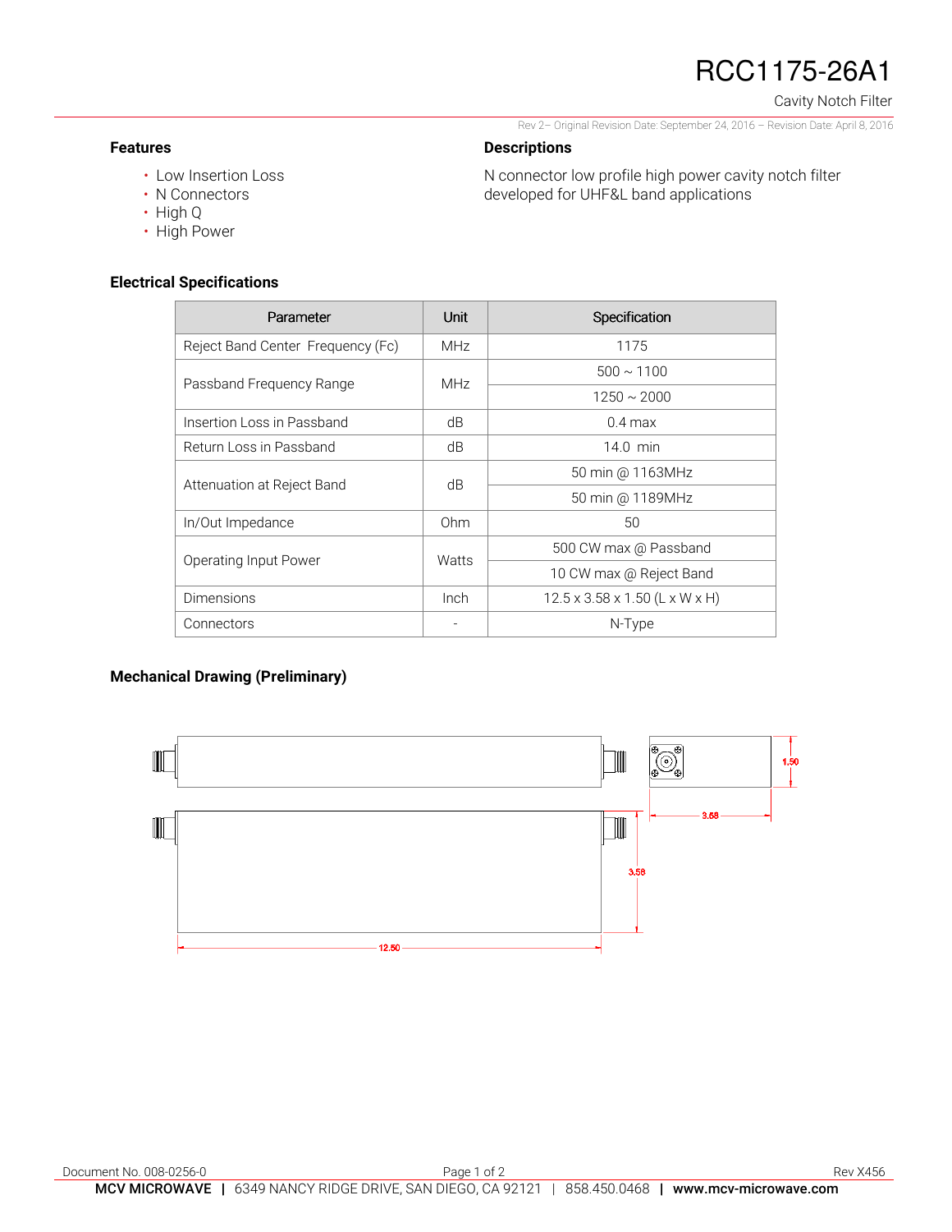# RCC1175-26A1

Cavity Notch Filter

Rev 2– Original Revision Date: September 24, 2016 – Revision Date: April 8, 2016

## Features

- Low Insertion Loss
- N Connectors
- High Q
- High Power

## Descriptions

N connector low profile high power cavity notch filter developed for UHF&L band applications

## Electrical Specifications

| Parameter | Unit | Specification |
|---|---|---|
| Reject Band Center Frequency (Fc) | MHz | 1175 |
| Passband Frequency Range | MHz | 500 ~ 1100 |
| | | 1250 ~ 2000 |
| Insertion Loss in Passband | dB | 0.4 max |
| Return Loss in Passband | dB | 14.0 min |
| Attenuation at Reject Band | dB | 50 min @ 1163MHz |
| | | 50 min @ 1189MHz |
| In/Out Impedance | Ohm | 50 |
| Operating Input Power | Watts | 500 CW max @ Passband |
| | | 10 CW max @ Reject Band |
| Dimensions | Inch | 12.5 x 3.58 x 1.50 (L x W x H) |
| Connectors | - | N-Type |

## Mechanical Drawing (Preliminary)

1.50

3.58

3.58

12.50

Document No. 008-0256-0

Rev X456

**MCV MICROWAVE** | 6349 NANCY RIDGE DRIVE, SAN DIEGO, CA 92121 | 858.450.0468 | **www.mcv-microwave.com**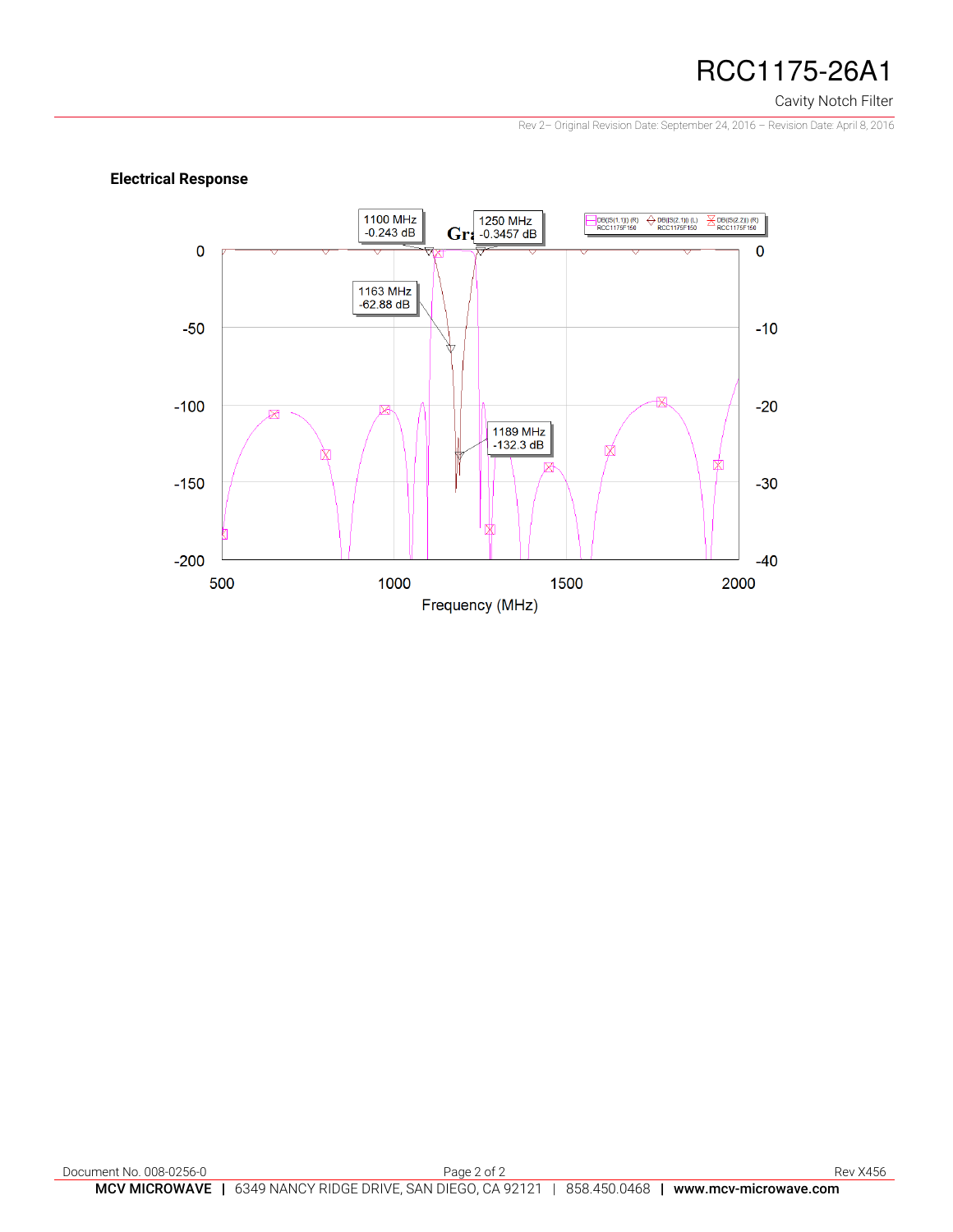## Electrical Response

1100 MHz
-0.243 dB

1250 MHz
-0.3457 dB

1163 MHz
-62.88 dB

1189 MHz
-132.3 dB

DB(|S(1,1)|) (R) RCC1175F150
DB(|S(2,1)|) (L) RCC1175F150
DB(|S(2,2)|) (R) RCC1175F150

0
-50
-100
-150
-200

0
-10
-20
-30
-40

500
1000
1500
2000

Frequency (MHz)